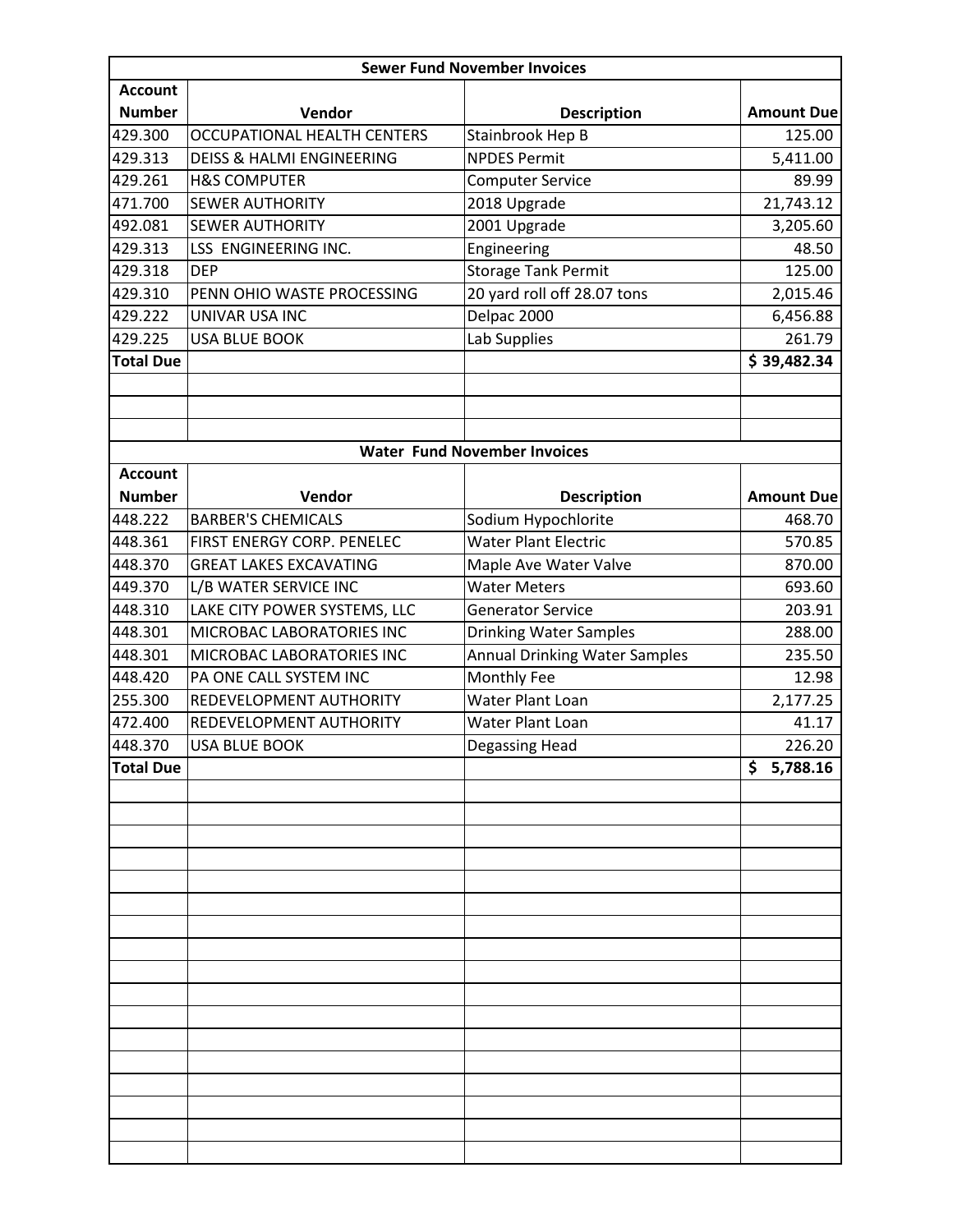## Sewer Fund November Invoices

| Account Number | Vendor | Description | Amount Due |
|---|---|---|---|
| 429.300 | OCCUPATIONAL HEALTH CENTERS | Stainbrook Hep B | 125.00 |
| 429.313 | DEISS & HALMI ENGINEERING | NPDES Permit | 5,411.00 |
| 429.261 | H&S COMPUTER | Computer Service | 89.99 |
| 471.700 | SEWER AUTHORITY | 2018 Upgrade | 21,743.12 |
| 492.081 | SEWER AUTHORITY | 2001 Upgrade | 3,205.60 |
| 429.313 | LSS ENGINEERING INC. | Engineering | 48.50 |
| 429.318 | DEP | Storage Tank Permit | 125.00 |
| 429.310 | PENN OHIO WASTE PROCESSING | 20 yard roll off 28.07 tons | 2,015.46 |
| 429.222 | UNIVAR USA INC | Delpac 2000 | 6,456.88 |
| 429.225 | USA BLUE BOOK | Lab Supplies | 261.79 |
| **Total Due** | | | **$ 39,482.34** |

## Water Fund November Invoices

| Account Number | Vendor | Description | Amount Due |
|---|---|---|---|
| 448.222 | BARBER'S CHEMICALS | Sodium Hypochlorite | 468.70 |
| 448.361 | FIRST ENERGY CORP. PENELEC | Water Plant Electric | 570.85 |
| 448.370 | GREAT LAKES EXCAVATING | Maple Ave Water Valve | 870.00 |
| 449.370 | L/B WATER SERVICE INC | Water Meters | 693.60 |
| 448.310 | LAKE CITY POWER SYSTEMS, LLC | Generator Service | 203.91 |
| 448.301 | MICROBAC LABORATORIES INC | Drinking Water Samples | 288.00 |
| 448.301 | MICROBAC LABORATORIES INC | Annual Drinking Water Samples | 235.50 |
| 448.420 | PA ONE CALL SYSTEM INC | Monthly Fee | 12.98 |
| 255.300 | REDEVELOPMENT AUTHORITY | Water Plant Loan | 2,177.25 |
| 472.400 | REDEVELOPMENT AUTHORITY | Water Plant Loan | 41.17 |
| 448.370 | USA BLUE BOOK | Degassing Head | 226.20 |
| **Total Due** | | | **$ 5,788.16** |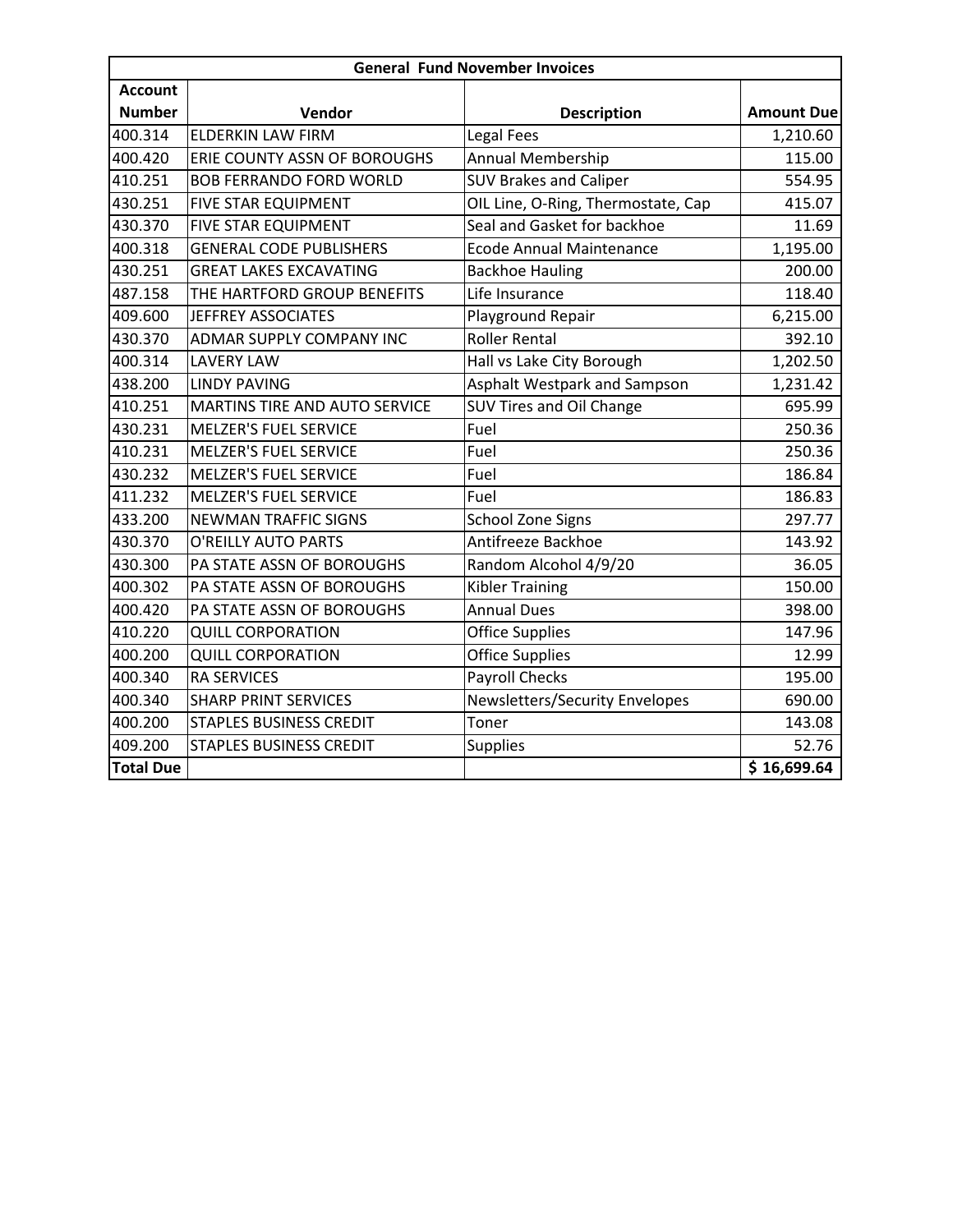| General Fund November Invoices | | | |
|---|---|---|---|
| **Account Number** | **Vendor** | **Description** | **Amount Due** |
| 400.314 | ELDERKIN LAW FIRM | Legal Fees | 1,210.60 |
| 400.420 | ERIE COUNTY ASSN OF BOROUGHS | Annual Membership | 115.00 |
| 410.251 | BOB FERRANDO FORD WORLD | SUV Brakes and Caliper | 554.95 |
| 430.251 | FIVE STAR EQUIPMENT | OIL Line, O-Ring, Thermostate, Cap | 415.07 |
| 430.370 | FIVE STAR EQUIPMENT | Seal and Gasket for backhoe | 11.69 |
| 400.318 | GENERAL CODE PUBLISHERS | Ecode Annual Maintenance | 1,195.00 |
| 430.251 | GREAT LAKES EXCAVATING | Backhoe Hauling | 200.00 |
| 487.158 | THE HARTFORD GROUP BENEFITS | Life Insurance | 118.40 |
| 409.600 | JEFFREY ASSOCIATES | Playground Repair | 6,215.00 |
| 430.370 | ADMAR SUPPLY COMPANY INC | Roller Rental | 392.10 |
| 400.314 | LAVERY LAW | Hall vs Lake City Borough | 1,202.50 |
| 438.200 | LINDY PAVING | Asphalt Westpark and Sampson | 1,231.42 |
| 410.251 | MARTINS TIRE AND AUTO SERVICE | SUV Tires and Oil Change | 695.99 |
| 430.231 | MELZER'S FUEL SERVICE | Fuel | 250.36 |
| 410.231 | MELZER'S FUEL SERVICE | Fuel | 250.36 |
| 430.232 | MELZER'S FUEL SERVICE | Fuel | 186.84 |
| 411.232 | MELZER'S FUEL SERVICE | Fuel | 186.83 |
| 433.200 | NEWMAN TRAFFIC SIGNS | School Zone Signs | 297.77 |
| 430.370 | O'REILLY AUTO PARTS | Antifreeze Backhoe | 143.92 |
| 430.300 | PA STATE ASSN OF BOROUGHS | Random Alcohol 4/9/20 | 36.05 |
| 400.302 | PA STATE ASSN OF BOROUGHS | Kibler Training | 150.00 |
| 400.420 | PA STATE ASSN OF BOROUGHS | Annual Dues | 398.00 |
| 410.220 | QUILL CORPORATION | Office Supplies | 147.96 |
| 400.200 | QUILL CORPORATION | Office Supplies | 12.99 |
| 400.340 | RA SERVICES | Payroll Checks | 195.00 |
| 400.340 | SHARP PRINT SERVICES | Newsletters/Security Envelopes | 690.00 |
| 400.200 | STAPLES BUSINESS CREDIT | Toner | 143.08 |
| 409.200 | STAPLES BUSINESS CREDIT | Supplies | 52.76 |
| **Total Due** | | | **$ 16,699.64** |